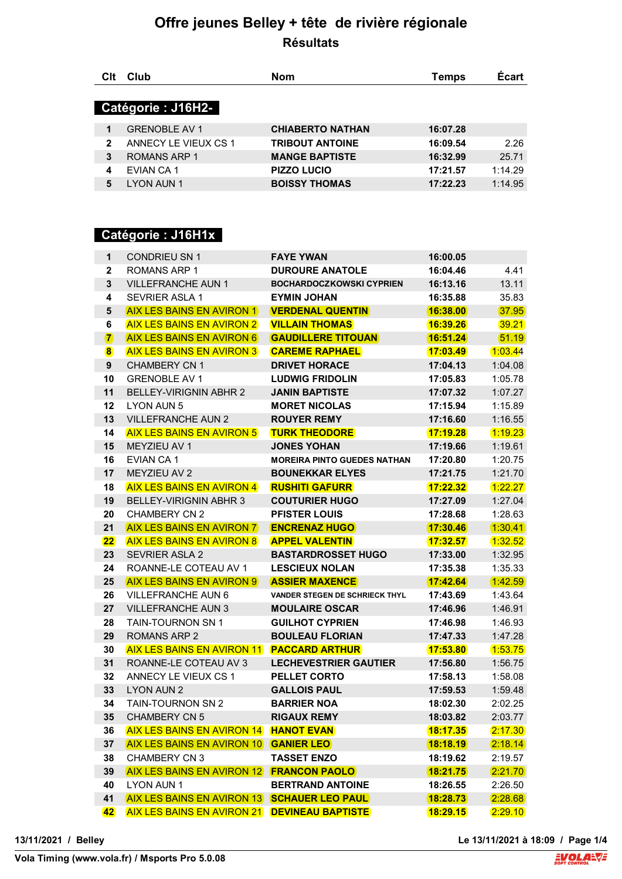# Offre jeunes Belley + tête de rivière régionale

## Résultats

### Catégorie : J16H2-

| Clt | Club | Nom | Temps | Écart |
|---|---|---|---|---|
| 1 | GRENOBLE AV 1 | CHIABERTO NATHAN | 16:07.28 | |
| 2 | ANNECY LE VIEUX CS 1 | TRIBOUT ANTOINE | 16:09.54 | 2.26 |
| 3 | ROMANS ARP 1 | MANGE BAPTISTE | 16:32.99 | 25.71 |
| 4 | EVIAN CA 1 | PIZZO LUCIO | 17:21.57 | 1:14.29 |
| 5 | LYON AUN 1 | BOISSY THOMAS | 17:22.23 | 1:14.95 |

### Catégorie : J16H1x

| Clt | Club | Nom | Temps | Écart |
|---|---|---|---|---|
| 1 | CONDRIEU SN 1 | FAYE YWAN | 16:00.05 | |
| 2 | ROMANS ARP 1 | DUROURE ANATOLE | 16:04.46 | 4.41 |
| 3 | VILLEFRANCHE AUN 1 | BOCHARDOCZKOWSKI CYPRIEN | 16:13.16 | 13.11 |
| 4 | SEVRIER ASLA 1 | EYMIN JOHAN | 16:35.88 | 35.83 |
| 5 | AIX LES BAINS EN AVIRON 1 | VERDENAL QUENTIN | 16:38.00 | 37.95 |
| 6 | AIX LES BAINS EN AVIRON 2 | VILLAIN THOMAS | 16:39.26 | 39.21 |
| 7 | AIX LES BAINS EN AVIRON 6 | GAUDILLERE TITOUAN | 16:51.24 | 51.19 |
| 8 | AIX LES BAINS EN AVIRON 3 | CAREME RAPHAEL | 17:03.49 | 1:03.44 |
| 9 | CHAMBERY CN 1 | DRIVET HORACE | 17:04.13 | 1:04.08 |
| 10 | GRENOBLE AV 1 | LUDWIG FRIDOLIN | 17:05.83 | 1:05.78 |
| 11 | BELLEY-VIRIGNIN ABHR 2 | JANIN BAPTISTE | 17:07.32 | 1:07.27 |
| 12 | LYON AUN 5 | MORET NICOLAS | 17:15.94 | 1:15.89 |
| 13 | VILLEFRANCHE AUN 2 | ROUYER REMY | 17:16.60 | 1:16.55 |
| 14 | AIX LES BAINS EN AVIRON 5 | TURK THEODORE | 17:19.28 | 1:19.23 |
| 15 | MEYZIEU AV 1 | JONES YOHAN | 17:19.66 | 1:19.61 |
| 16 | EVIAN CA 1 | MOREIRA PINTO GUEDES NATHAN | 17:20.80 | 1:20.75 |
| 17 | MEYZIEU AV 2 | BOUNEKKAR ELYES | 17:21.75 | 1:21.70 |
| 18 | AIX LES BAINS EN AVIRON 4 | RUSHITI GAFURR | 17:22.32 | 1:22.27 |
| 19 | BELLEY-VIRIGNIN ABHR 3 | COUTURIER HUGO | 17:27.09 | 1:27.04 |
| 20 | CHAMBERY CN 2 | PFISTER LOUIS | 17:28.68 | 1:28.63 |
| 21 | AIX LES BAINS EN AVIRON 7 | ENCRENAZ HUGO | 17:30.46 | 1:30.41 |
| 22 | AIX LES BAINS EN AVIRON 8 | APPEL VALENTIN | 17:32.57 | 1:32.52 |
| 23 | SEVRIER ASLA 2 | BASTARDROSSET HUGO | 17:33.00 | 1:32.95 |
| 24 | ROANNE-LE COTEAU AV 1 | LESCIEUX NOLAN | 17:35.38 | 1:35.33 |
| 25 | AIX LES BAINS EN AVIRON 9 | ASSIER MAXENCE | 17:42.64 | 1:42.59 |
| 26 | VILLEFRANCHE AUN 6 | VANDER STEGEN DE SCHRIECK THYL | 17:43.69 | 1:43.64 |
| 27 | VILLEFRANCHE AUN 3 | MOULAIRE OSCAR | 17:46.96 | 1:46.91 |
| 28 | TAIN-TOURNON SN 1 | GUILHOT CYPRIEN | 17:46.98 | 1:46.93 |
| 29 | ROMANS ARP 2 | BOULEAU FLORIAN | 17:47.33 | 1:47.28 |
| 30 | AIX LES BAINS EN AVIRON 11 | PACCARD ARTHUR | 17:53.80 | 1:53.75 |
| 31 | ROANNE-LE COTEAU AV 3 | LECHEVESTRIER GAUTIER | 17:56.80 | 1:56.75 |
| 32 | ANNECY LE VIEUX CS 1 | PELLET CORTO | 17:58.13 | 1:58.08 |
| 33 | LYON AUN 2 | GALLOIS PAUL | 17:59.53 | 1:59.48 |
| 34 | TAIN-TOURNON SN 2 | BARRIER NOA | 18:02.30 | 2:02.25 |
| 35 | CHAMBERY CN 5 | RIGAUX REMY | 18:03.82 | 2:03.77 |
| 36 | AIX LES BAINS EN AVIRON 14 | HANOT EVAN | 18:17.35 | 2:17.30 |
| 37 | AIX LES BAINS EN AVIRON 10 | GANIER LEO | 18:18.19 | 2:18.14 |
| 38 | CHAMBERY CN 3 | TASSET ENZO | 18:19.62 | 2:19.57 |
| 39 | AIX LES BAINS EN AVIRON 12 | FRANCON PAOLO | 18:21.75 | 2:21.70 |
| 40 | LYON AUN 1 | BERTRAND ANTOINE | 18:26.55 | 2:26.50 |
| 41 | AIX LES BAINS EN AVIRON 13 | SCHAUER LEO PAUL | 18:28.73 | 2:28.68 |
| 42 | AIX LES BAINS EN AVIRON 21 | DEVINEAU BAPTISTE | 18:29.15 | 2:29.10 |

13/11/2021 / Belley — Le 13/11/2021 à 18:09

Vola Timing (www.vola.fr) / Msports Pro 5.0.08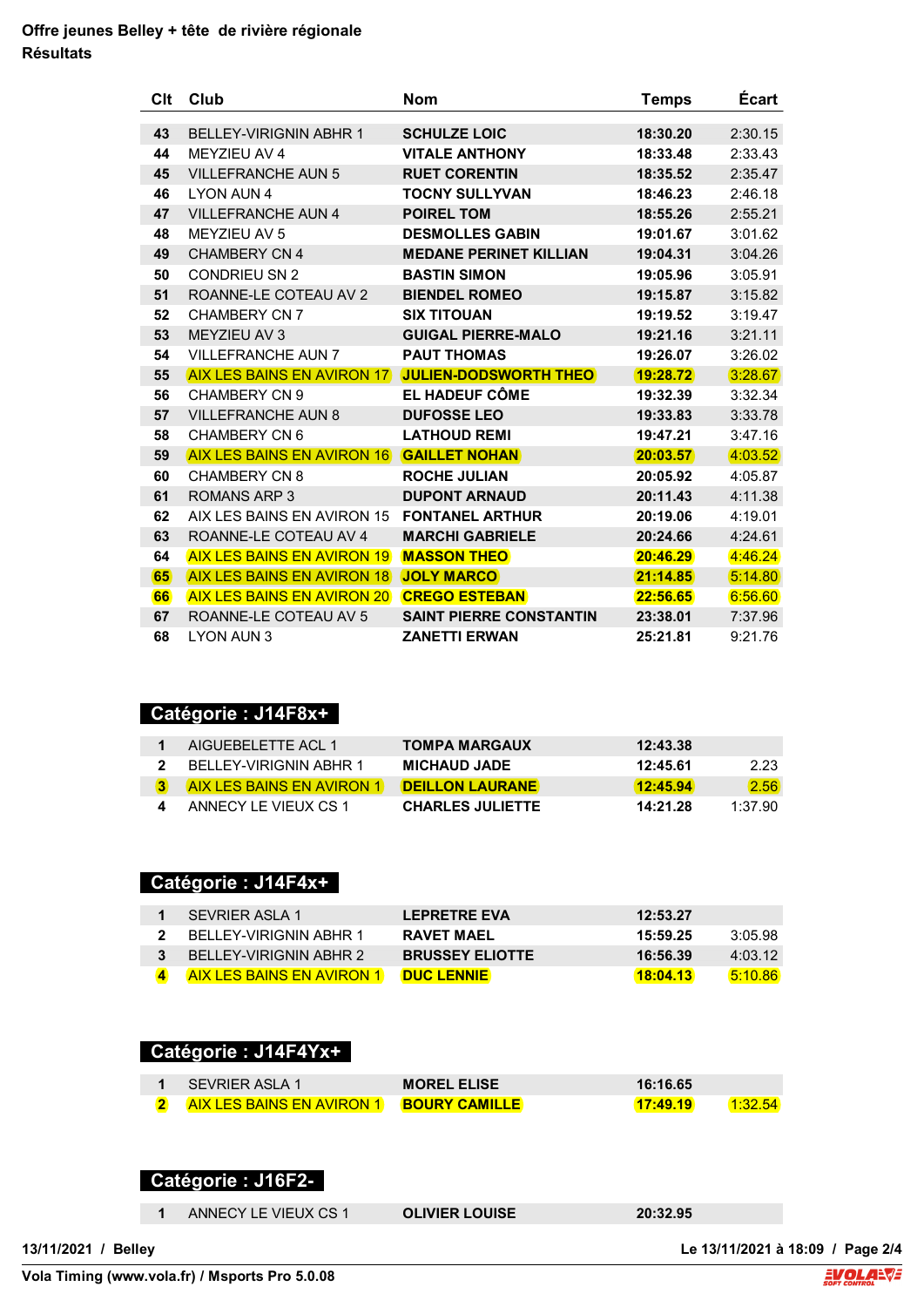**Offre jeunes Belley + tête de rivière régionale**
**Résultats**

| Clt | Club | Nom | Temps | Écart |
|---|---|---|---|---|
| 43 | BELLEY-VIRIGNIN ABHR 1 | SCHULZE LOIC | 18:30.20 | 2:30.15 |
| 44 | MEYZIEU AV 4 | VITALE ANTHONY | 18:33.48 | 2:33.43 |
| 45 | VILLEFRANCHE AUN 5 | RUET CORENTIN | 18:35.52 | 2:35.47 |
| 46 | LYON AUN 4 | TOCNY SULLYVAN | 18:46.23 | 2:46.18 |
| 47 | VILLEFRANCHE AUN 4 | POIREL TOM | 18:55.26 | 2:55.21 |
| 48 | MEYZIEU AV 5 | DESMOLLES GABIN | 19:01.67 | 3:01.62 |
| 49 | CHAMBERY CN 4 | MEDANE PERINET KILLIAN | 19:04.31 | 3:04.26 |
| 50 | CONDRIEU SN 2 | BASTIN SIMON | 19:05.96 | 3:05.91 |
| 51 | ROANNE-LE COTEAU AV 2 | BIENDEL ROMEO | 19:15.87 | 3:15.82 |
| 52 | CHAMBERY CN 7 | SIX TITOUAN | 19:19.52 | 3:19.47 |
| 53 | MEYZIEU AV 3 | GUIGAL PIERRE-MALO | 19:21.16 | 3:21.11 |
| 54 | VILLEFRANCHE AUN 7 | PAUT THOMAS | 19:26.07 | 3:26.02 |
| 55 | AIX LES BAINS EN AVIRON 17 | JULIEN-DODSWORTH THEO | 19:28.72 | 3:28.67 |
| 56 | CHAMBERY CN 9 | EL HADEUF CÔME | 19:32.39 | 3:32.34 |
| 57 | VILLEFRANCHE AUN 8 | DUFOSSE LEO | 19:33.83 | 3:33.78 |
| 58 | CHAMBERY CN 6 | LATHOUD REMI | 19:47.21 | 3:47.16 |
| 59 | AIX LES BAINS EN AVIRON 16 | GAILLET NOHAN | 20:03.57 | 4:03.52 |
| 60 | CHAMBERY CN 8 | ROCHE JULIAN | 20:05.92 | 4:05.87 |
| 61 | ROMANS ARP 3 | DUPONT ARNAUD | 20:11.43 | 4:11.38 |
| 62 | AIX LES BAINS EN AVIRON 15 | FONTANEL ARTHUR | 20:19.06 | 4:19.01 |
| 63 | ROANNE-LE COTEAU AV 4 | MARCHI GABRIELE | 20:24.66 | 4:24.61 |
| 64 | AIX LES BAINS EN AVIRON 19 | MASSON THEO | 20:46.29 | 4:46.24 |
| 65 | AIX LES BAINS EN AVIRON 18 | JOLY MARCO | 21:14.85 | 5:14.80 |
| 66 | AIX LES BAINS EN AVIRON 20 | CREGO ESTEBAN | 22:56.65 | 6:56.60 |
| 67 | ROANNE-LE COTEAU AV 5 | SAINT PIERRE CONSTANTIN | 23:38.01 | 7:37.96 |
| 68 | LYON AUN 3 | ZANETTI ERWAN | 25:21.81 | 9:21.76 |

## Catégorie : J14F8x+

| | | | | |
|---|---|---|---|---|
| 1 | AIGUEBELETTE ACL 1 | TOMPA MARGAUX | 12:43.38 | |
| 2 | BELLEY-VIRIGNIN ABHR 1 | MICHAUD JADE | 12:45.61 | 2.23 |
| 3 | AIX LES BAINS EN AVIRON 1 | DEILLON LAURANE | 12:45.94 | 2.56 |
| 4 | ANNECY LE VIEUX CS 1 | CHARLES JULIETTE | 14:21.28 | 1:37.90 |

## Catégorie : J14F4x+

| | | | | |
|---|---|---|---|---|
| 1 | SEVRIER ASLA 1 | LEPRETRE EVA | 12:53.27 | |
| 2 | BELLEY-VIRIGNIN ABHR 1 | RAVET MAEL | 15:59.25 | 3:05.98 |
| 3 | BELLEY-VIRIGNIN ABHR 2 | BRUSSEY ELIOTTE | 16:56.39 | 4:03.12 |
| 4 | AIX LES BAINS EN AVIRON 1 | DUC LENNIE | 18:04.13 | 5:10.86 |

## Catégorie : J14F4Yx+

| | | | | |
|---|---|---|---|---|
| 1 | SEVRIER ASLA 1 | MOREL ELISE | 16:16.65 | |
| 2 | AIX LES BAINS EN AVIRON 1 | BOURY CAMILLE | 17:49.19 | 1:32.54 |

## Catégorie : J16F2-

| | | | | |
|---|---|---|---|---|
| 1 | ANNECY LE VIEUX CS 1 | OLIVIER LOUISE | 20:32.95 | |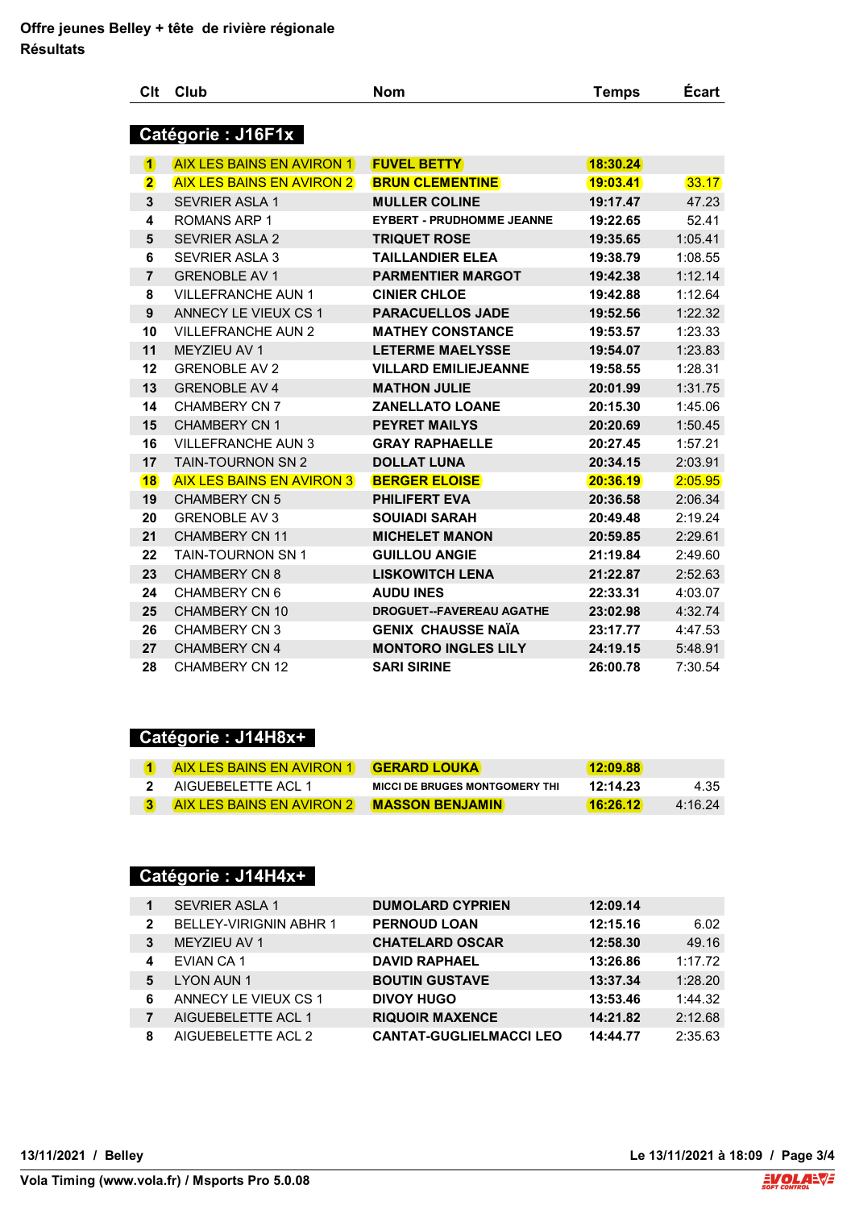**Offre jeunes Belley + tête de rivière régionale**
**Résultats**

## Catégorie : J16F1x

| Clt | Club | Nom | Temps | Écart |
|---|---|---|---|---|
| 1 | AIX LES BAINS EN AVIRON 1 | FUVEL BETTY | 18:30.24 | |
| 2 | AIX LES BAINS EN AVIRON 2 | BRUN CLEMENTINE | 19:03.41 | 33.17 |
| 3 | SEVRIER ASLA 1 | MULLER COLINE | 19:17.47 | 47.23 |
| 4 | ROMANS ARP 1 | EYBERT - PRUDHOMME JEANNE | 19:22.65 | 52.41 |
| 5 | SEVRIER ASLA 2 | TRIQUET ROSE | 19:35.65 | 1:05.41 |
| 6 | SEVRIER ASLA 3 | TAILLANDIER ELEA | 19:38.79 | 1:08.55 |
| 7 | GRENOBLE AV 1 | PARMENTIER MARGOT | 19:42.38 | 1:12.14 |
| 8 | VILLEFRANCHE AUN 1 | CINIER CHLOE | 19:42.88 | 1:12.64 |
| 9 | ANNECY LE VIEUX CS 1 | PARACUELLOS JADE | 19:52.56 | 1:22.32 |
| 10 | VILLEFRANCHE AUN 2 | MATHEY CONSTANCE | 19:53.57 | 1:23.33 |
| 11 | MEYZIEU AV 1 | LETERME MAELYSSE | 19:54.07 | 1:23.83 |
| 12 | GRENOBLE AV 2 | VILLARD EMILIEJEANNE | 19:58.55 | 1:28.31 |
| 13 | GRENOBLE AV 4 | MATHON JULIE | 20:01.99 | 1:31.75 |
| 14 | CHAMBERY CN 7 | ZANELLATO LOANE | 20:15.30 | 1:45.06 |
| 15 | CHAMBERY CN 1 | PEYRET MAILYS | 20:20.69 | 1:50.45 |
| 16 | VILLEFRANCHE AUN 3 | GRAY RAPHAELLE | 20:27.45 | 1:57.21 |
| 17 | TAIN-TOURNON SN 2 | DOLLAT LUNA | 20:34.15 | 2:03.91 |
| 18 | AIX LES BAINS EN AVIRON 3 | BERGER ELOISE | 20:36.19 | 2:05.95 |
| 19 | CHAMBERY CN 5 | PHILIFERT EVA | 20:36.58 | 2:06.34 |
| 20 | GRENOBLE AV 3 | SOUIADI SARAH | 20:49.48 | 2:19.24 |
| 21 | CHAMBERY CN 11 | MICHELET MANON | 20:59.85 | 2:29.61 |
| 22 | TAIN-TOURNON SN 1 | GUILLOU ANGIE | 21:19.84 | 2:49.60 |
| 23 | CHAMBERY CN 8 | LISKOWITCH LENA | 21:22.87 | 2:52.63 |
| 24 | CHAMBERY CN 6 | AUDU INES | 22:33.31 | 4:03.07 |
| 25 | CHAMBERY CN 10 | DROGUET--FAVEREAU AGATHE | 23:02.98 | 4:32.74 |
| 26 | CHAMBERY CN 3 | GENIX CHAUSSE NAÏA | 23:17.77 | 4:47.53 |
| 27 | CHAMBERY CN 4 | MONTORO INGLES LILY | 24:19.15 | 5:48.91 |
| 28 | CHAMBERY CN 12 | SARI SIRINE | 26:00.78 | 7:30.54 |

## Catégorie : J14H8x+

| Clt | Club | Nom | Temps | Écart |
|---|---|---|---|---|
| 1 | AIX LES BAINS EN AVIRON 1 | GERARD LOUKA | 12:09.88 | |
| 2 | AIGUEBELETTE ACL 1 | MICCI DE BRUGES MONTGOMERY THI | 12:14.23 | 4.35 |
| 3 | AIX LES BAINS EN AVIRON 2 | MASSON BENJAMIN | 16:26.12 | 4:16.24 |

## Catégorie : J14H4x+

| Clt | Club | Nom | Temps | Écart |
|---|---|---|---|---|
| 1 | SEVRIER ASLA 1 | DUMOLARD CYPRIEN | 12:09.14 | |
| 2 | BELLEY-VIRIGNIN ABHR 1 | PERNOUD LOAN | 12:15.16 | 6.02 |
| 3 | MEYZIEU AV 1 | CHATELARD OSCAR | 12:58.30 | 49.16 |
| 4 | EVIAN CA 1 | DAVID RAPHAEL | 13:26.86 | 1:17.72 |
| 5 | LYON AUN 1 | BOUTIN GUSTAVE | 13:37.34 | 1:28.20 |
| 6 | ANNECY LE VIEUX CS 1 | DIVOY HUGO | 13:53.46 | 1:44.32 |
| 7 | AIGUEBELETTE ACL 1 | RIQUOIR MAXENCE | 14:21.82 | 2:12.68 |
| 8 | AIGUEBELETTE ACL 2 | CANTAT-GUGLIELMACCI LEO | 14:44.77 | 2:35.63 |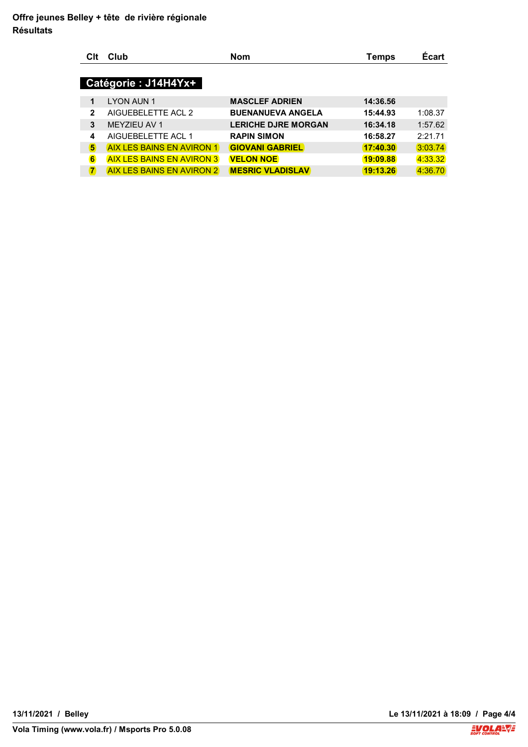**Offre jeunes Belley + tête de rivière régionale**
**Résultats**

| Clt | Club | Nom | Temps | Écart |
|---|---|---|---|---|
| **Catégorie : J14H4Yx+** | | | | |
| **1** | LYON AUN 1 | **MASCLEF ADRIEN** | **14:36.56** | |
| **2** | AIGUEBELETTE ACL 2 | **BUENANUEVA ANGELA** | **15:44.93** | 1:08.37 |
| **3** | MEYZIEU AV 1 | **LERICHE DJRE MORGAN** | **16:34.18** | 1:57.62 |
| **4** | AIGUEBELETTE ACL 1 | **RAPIN SIMON** | **16:58.27** | 2:21.71 |
| **5** | AIX LES BAINS EN AVIRON 1 | **GIOVANI GABRIEL** | **17:40.30** | 3:03.74 |
| **6** | AIX LES BAINS EN AVIRON 3 | **VELON NOE** | **19:09.88** | 4:33.32 |
| **7** | AIX LES BAINS EN AVIRON 2 | **MESRIC VLADISLAV** | **19:13.26** | 4:36.70 |

13/11/2021 / Belley — Le 13/11/2021 à 18:09

Vola Timing (www.vola.fr) / Msports Pro 5.0.08